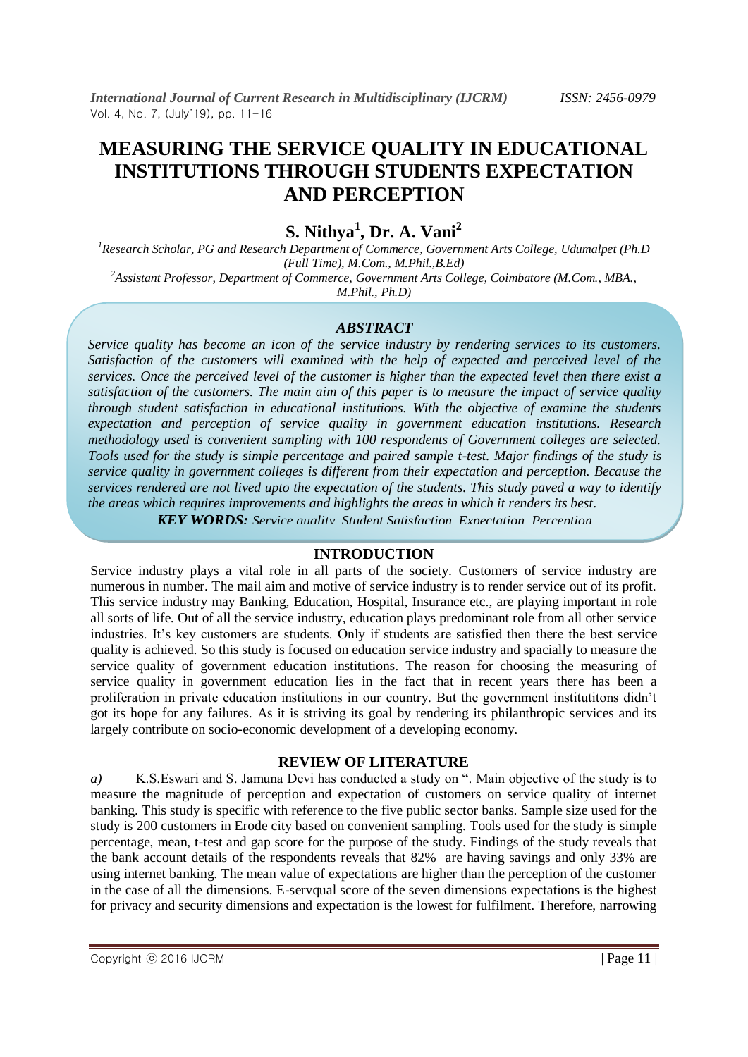# MEASURING THE SERVICE QUALITY IN EDUCATIONAL INSTITUTIONS THROUGH STUDENTS EXPECTATION AND PERCEPTION

## S. Nithya[1], Dr. A. Vani[2]

[1]*Research Scholar, PG and Research Department of Commerce, Government Arts College, Udumalpet (Ph.D (Full Time), M.Com., M.Phil.,B.Ed)*

[2]*Assistant Professor, Department of Commerce, Government Arts College, Coimbatore (M.Com., MBA., M.Phil., Ph.D)*

### *ABSTRACT*

*Service quality has become an icon of the service industry by rendering services to its customers. Satisfaction of the customers will examined with the help of expected and perceived level of the services. Once the perceived level of the customer is higher than the expected level then there exist a satisfaction of the customers. The main aim of this paper is to measure the impact of service quality through student satisfaction in educational institutions. With the objective of examine the students expectation and perception of service quality in government education institutions. Research methodology used is convenient sampling with 100 respondents of Government colleges are selected. Tools used for the study is simple percentage and paired sample t-test. Major findings of the study is service quality in government colleges is different from their expectation and perception. Because the services rendered are not lived upto the expectation of the students. This study paved a way to identify the areas which requires improvements and highlights the areas in which it renders its best.*

***KEY WORDS:*** *Service quality, Student Satisfaction, Expectation, Perception*

## INTRODUCTION

Service industry plays a vital role in all parts of the society. Customers of service industry are numerous in number. The mail aim and motive of service industry is to render service out of its profit. This service industry may Banking, Education, Hospital, Insurance etc., are playing important in role all sorts of life. Out of all the service industry, education plays predominant role from all other service industries. It's key customers are students. Only if students are satisfied then there the best service quality is achieved. So this study is focused on education service industry and spacially to measure the service quality of government education institutions. The reason for choosing the measuring of service quality in government education lies in the fact that in recent years there has been a proliferation in private education institutions in our country. But the government institutitons didn't got its hope for any failures. As it is striving its goal by rendering its philanthropic services and its largely contribute on socio-economic development of a developing economy.

## REVIEW OF LITERATURE

*a)* K.S.Eswari and S. Jamuna Devi has conducted a study on ". Main objective of the study is to measure the magnitude of perception and expectation of customers on service quality of internet banking. This study is specific with reference to the five public sector banks. Sample size used for the study is 200 customers in Erode city based on convenient sampling. Tools used for the study is simple percentage, mean, t-test and gap score for the purpose of the study. Findings of the study reveals that the bank account details of the respondents reveals that 82% are having savings and only 33% are using internet banking. The mean value of expectations are higher than the perception of the customer in the case of all the dimensions. E-servqual score of the seven dimensions expectations is the highest for privacy and security dimensions and expectation is the lowest for fulfilment. Therefore, narrowing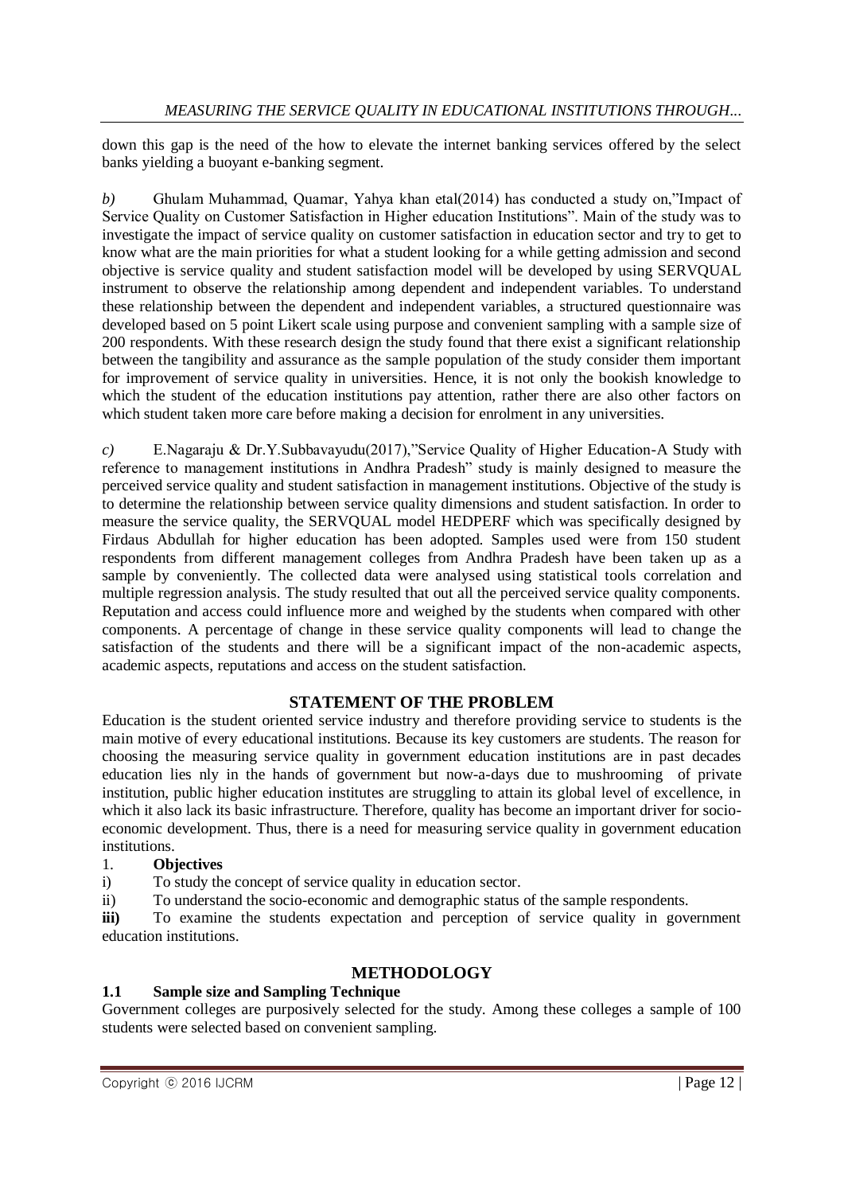down this gap is the need of the how to elevate the internet banking services offered by the select banks yielding a buoyant e-banking segment.

*b)* Ghulam Muhammad, Quamar, Yahya khan etal(2014) has conducted a study on,"Impact of Service Quality on Customer Satisfaction in Higher education Institutions". Main of the study was to investigate the impact of service quality on customer satisfaction in education sector and try to get to know what are the main priorities for what a student looking for a while getting admission and second objective is service quality and student satisfaction model will be developed by using SERVQUAL instrument to observe the relationship among dependent and independent variables. To understand these relationship between the dependent and independent variables, a structured questionnaire was developed based on 5 point Likert scale using purpose and convenient sampling with a sample size of 200 respondents. With these research design the study found that there exist a significant relationship between the tangibility and assurance as the sample population of the study consider them important for improvement of service quality in universities. Hence, it is not only the bookish knowledge to which the student of the education institutions pay attention, rather there are also other factors on which student taken more care before making a decision for enrolment in any universities.

*c)* E.Nagaraju & Dr.Y.Subbavayudu(2017),"Service Quality of Higher Education-A Study with reference to management institutions in Andhra Pradesh" study is mainly designed to measure the perceived service quality and student satisfaction in management institutions. Objective of the study is to determine the relationship between service quality dimensions and student satisfaction. In order to measure the service quality, the SERVQUAL model HEDPERF which was specifically designed by Firdaus Abdullah for higher education has been adopted. Samples used were from 150 student respondents from different management colleges from Andhra Pradesh have been taken up as a sample by conveniently. The collected data were analysed using statistical tools correlation and multiple regression analysis. The study resulted that out all the perceived service quality components. Reputation and access could influence more and weighed by the students when compared with other components. A percentage of change in these service quality components will lead to change the satisfaction of the students and there will be a significant impact of the non-academic aspects, academic aspects, reputations and access on the student satisfaction.

## STATEMENT OF THE PROBLEM

Education is the student oriented service industry and therefore providing service to students is the main motive of every educational institutions. Because its key customers are students. The reason for choosing the measuring service quality in government education institutions are in past decades education lies nly in the hands of government but now-a-days due to mushrooming of private institution, public higher education institutes are struggling to attain its global level of excellence, in which it also lack its basic infrastructure. Therefore, quality has become an important driver for socio-economic development. Thus, there is a need for measuring service quality in government education institutions.

1. **Objectives**

i) To study the concept of service quality in education sector.

ii) To understand the socio-economic and demographic status of the sample respondents.

**iii)** To examine the students expectation and perception of service quality in government education institutions.

## METHODOLOGY

### 1.1 Sample size and Sampling Technique

Government colleges are purposively selected for the study. Among these colleges a sample of 100 students were selected based on convenient sampling.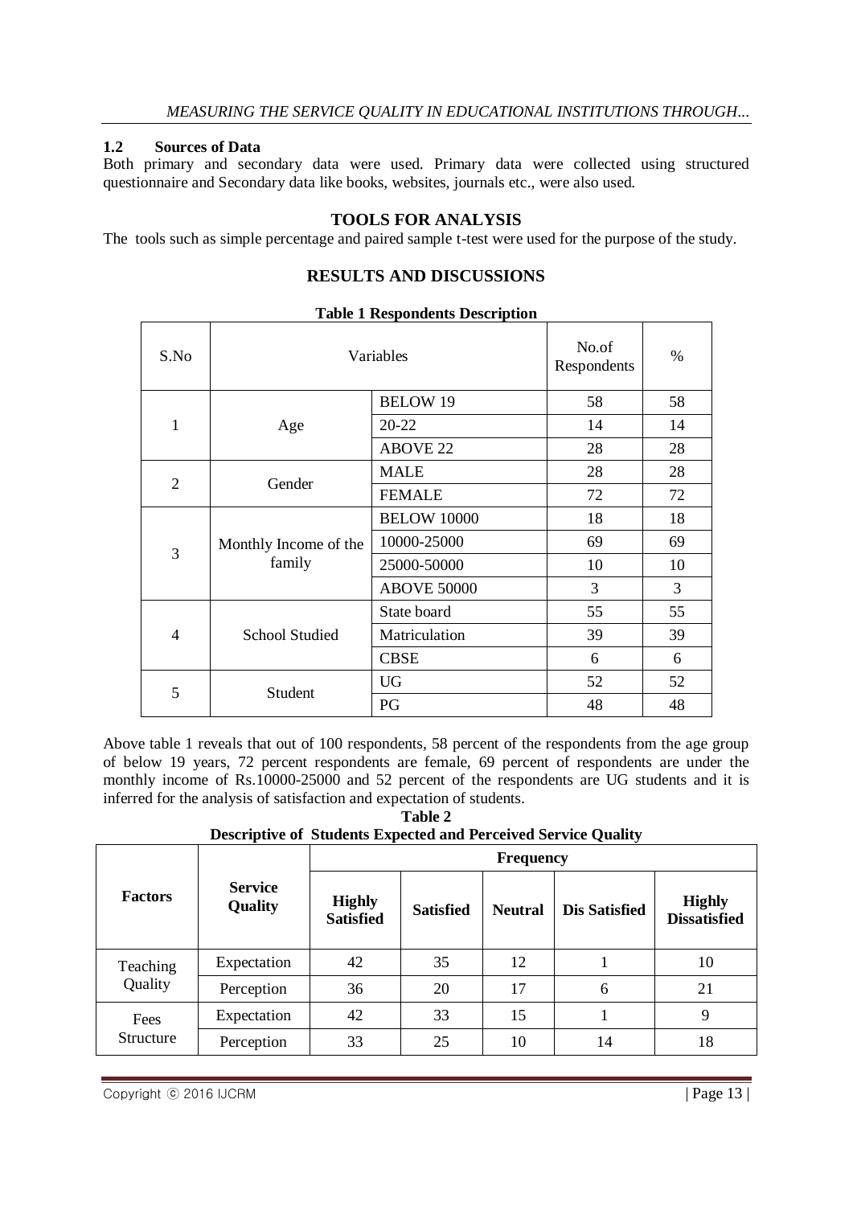### 1.2 Sources of Data

Both primary and secondary data were used. Primary data were collected using structured questionnaire and Secondary data like books, websites, journals etc., were also used.

## TOOLS FOR ANALYSIS

The tools such as simple percentage and paired sample t-test were used for the purpose of the study.

## RESULTS AND DISCUSSIONS

**Table 1 Respondents Description**

| S.No | Variables | | No.of Respondents | % |
|---|---|---|---|---|
| 1 | Age | BELOW 19 | 58 | 58 |
| | | 20-22 | 14 | 14 |
| | | ABOVE 22 | 28 | 28 |
| 2 | Gender | MALE | 28 | 28 |
| | | FEMALE | 72 | 72 |
| 3 | Monthly Income of the family | BELOW 10000 | 18 | 18 |
| | | 10000-25000 | 69 | 69 |
| | | 25000-50000 | 10 | 10 |
| | | ABOVE 50000 | 3 | 3 |
| 4 | School Studied | State board | 55 | 55 |
| | | Matriculation | 39 | 39 |
| | | CBSE | 6 | 6 |
| 5 | Student | UG | 52 | 52 |
| | | PG | 48 | 48 |

Above table 1 reveals that out of 100 respondents, 58 percent of the respondents from the age group of below 19 years, 72 percent respondents are female, 69 percent of respondents are under the monthly income of Rs.10000-25000 and 52 percent of the respondents are UG students and it is inferred for the analysis of satisfaction and expectation of students.

**Table 2**
**Descriptive of Students Expected and Perceived Service Quality**

| Factors | Service Quality | Frequency | | | | |
|---|---|---|---|---|---|---|
| | | **Highly Satisfied** | **Satisfied** | **Neutral** | **Dis Satisfied** | **Highly Dissatisfied** |
| Teaching Quality | Expectation | 42 | 35 | 12 | 1 | 10 |
| | Perception | 36 | 20 | 17 | 6 | 21 |
| Fees Structure | Expectation | 42 | 33 | 15 | 1 | 9 |
| | Perception | 33 | 25 | 10 | 14 | 18 |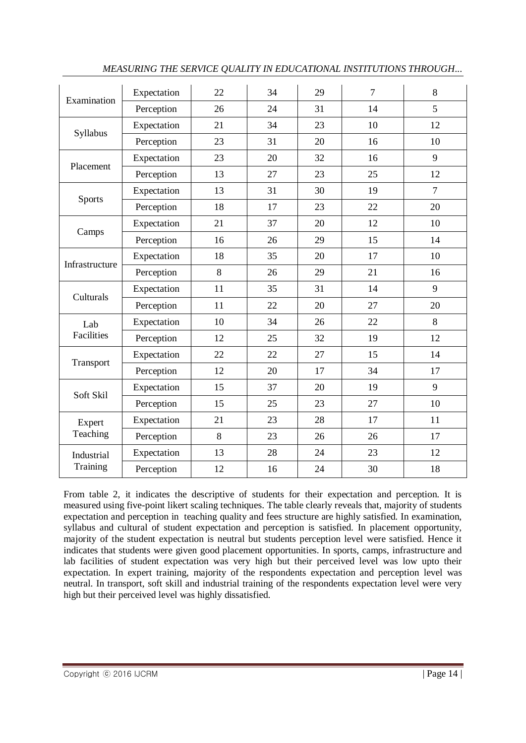| | | | | | | |
|---|---|---|---|---|---|---|
| Examination | Expectation | 22 | 34 | 29 | 7 | 8 |
| | Perception | 26 | 24 | 31 | 14 | 5 |
| Syllabus | Expectation | 21 | 34 | 23 | 10 | 12 |
| | Perception | 23 | 31 | 20 | 16 | 10 |
| Placement | Expectation | 23 | 20 | 32 | 16 | 9 |
| | Perception | 13 | 27 | 23 | 25 | 12 |
| Sports | Expectation | 13 | 31 | 30 | 19 | 7 |
| | Perception | 18 | 17 | 23 | 22 | 20 |
| Camps | Expectation | 21 | 37 | 20 | 12 | 10 |
| | Perception | 16 | 26 | 29 | 15 | 14 |
| Infrastructure | Expectation | 18 | 35 | 20 | 17 | 10 |
| | Perception | 8 | 26 | 29 | 21 | 16 |
| Culturals | Expectation | 11 | 35 | 31 | 14 | 9 |
| | Perception | 11 | 22 | 20 | 27 | 20 |
| Lab Facilities | Expectation | 10 | 34 | 26 | 22 | 8 |
| | Perception | 12 | 25 | 32 | 19 | 12 |
| Transport | Expectation | 22 | 22 | 27 | 15 | 14 |
| | Perception | 12 | 20 | 17 | 34 | 17 |
| Soft Skil | Expectation | 15 | 37 | 20 | 19 | 9 |
| | Perception | 15 | 25 | 23 | 27 | 10 |
| Expert Teaching | Expectation | 21 | 23 | 28 | 17 | 11 |
| | Perception | 8 | 23 | 26 | 26 | 17 |
| Industrial Training | Expectation | 13 | 28 | 24 | 23 | 12 |
| | Perception | 12 | 16 | 24 | 30 | 18 |

From table 2, it indicates the descriptive of students for their expectation and perception. It is measured using five-point likert scaling techniques. The table clearly reveals that, majority of students expectation and perception in teaching quality and fees structure are highly satisfied. In examination, syllabus and cultural of student expectation and perception is satisfied. In placement opportunity, majority of the student expectation is neutral but students perception level were satisfied. Hence it indicates that students were given good placement opportunities. In sports, camps, infrastructure and lab facilities of student expectation was very high but their perceived level was low upto their expectation. In expert training, majority of the respondents expectation and perception level was neutral. In transport, soft skill and industrial training of the respondents expectation level were very high but their perceived level was highly dissatisfied.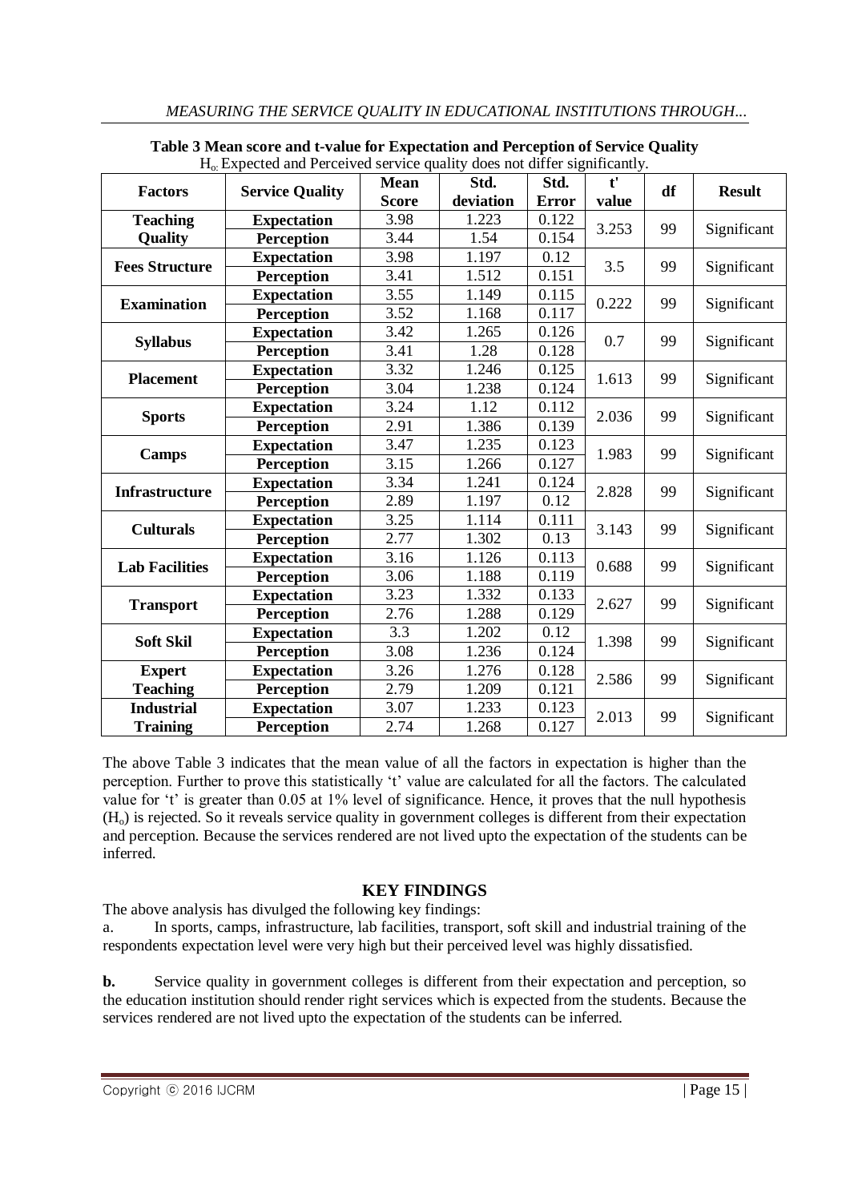**Table 3 Mean score and t-value for Expectation and Perception of Service Quality**

$H_o$: Expected and Perceived service quality does not differ significantly.

| Factors | Service Quality | Mean Score | Std. deviation | Std. Error | t' value | df | Result |
|---|---|---|---|---|---|---|---|
| Teaching Quality | Expectation | 3.98 | 1.223 | 0.122 | 3.253 | 99 | Significant |
| | Perception | 3.44 | 1.54 | 0.154 | | | |
| Fees Structure | Expectation | 3.98 | 1.197 | 0.12 | 3.5 | 99 | Significant |
| | Perception | 3.41 | 1.512 | 0.151 | | | |
| Examination | Expectation | 3.55 | 1.149 | 0.115 | 0.222 | 99 | Significant |
| | Perception | 3.52 | 1.168 | 0.117 | | | |
| Syllabus | Expectation | 3.42 | 1.265 | 0.126 | 0.7 | 99 | Significant |
| | Perception | 3.41 | 1.28 | 0.128 | | | |
| Placement | Expectation | 3.32 | 1.246 | 0.125 | 1.613 | 99 | Significant |
| | Perception | 3.04 | 1.238 | 0.124 | | | |
| Sports | Expectation | 3.24 | 1.12 | 0.112 | 2.036 | 99 | Significant |
| | Perception | 2.91 | 1.386 | 0.139 | | | |
| Camps | Expectation | 3.47 | 1.235 | 0.123 | 1.983 | 99 | Significant |
| | Perception | 3.15 | 1.266 | 0.127 | | | |
| Infrastructure | Expectation | 3.34 | 1.241 | 0.124 | 2.828 | 99 | Significant |
| | Perception | 2.89 | 1.197 | 0.12 | | | |
| Culturals | Expectation | 3.25 | 1.114 | 0.111 | 3.143 | 99 | Significant |
| | Perception | 2.77 | 1.302 | 0.13 | | | |
| Lab Facilities | Expectation | 3.16 | 1.126 | 0.113 | 0.688 | 99 | Significant |
| | Perception | 3.06 | 1.188 | 0.119 | | | |
| Transport | Expectation | 3.23 | 1.332 | 0.133 | 2.627 | 99 | Significant |
| | Perception | 2.76 | 1.288 | 0.129 | | | |
| Soft Skil | Expectation | 3.3 | 1.202 | 0.12 | 1.398 | 99 | Significant |
| | Perception | 3.08 | 1.236 | 0.124 | | | |
| Expert Teaching | Expectation | 3.26 | 1.276 | 0.128 | 2.586 | 99 | Significant |
| | Perception | 2.79 | 1.209 | 0.121 | | | |
| Industrial Training | Expectation | 3.07 | 1.233 | 0.123 | 2.013 | 99 | Significant |
| | Perception | 2.74 | 1.268 | 0.127 | | | |

The above Table 3 indicates that the mean value of all the factors in expectation is higher than the perception. Further to prove this statistically 't' value are calculated for all the factors. The calculated value for 't' is greater than 0.05 at 1% level of significance. Hence, it proves that the null hypothesis ($H_o$) is rejected. So it reveals service quality in government colleges is different from their expectation and perception. Because the services rendered are not lived upto the expectation of the students can be inferred.

## KEY FINDINGS

The above analysis has divulged the following key findings:

a. In sports, camps, infrastructure, lab facilities, transport, soft skill and industrial training of the respondents expectation level were very high but their perceived level was highly dissatisfied.

**b.** Service quality in government colleges is different from their expectation and perception, so the education institution should render right services which is expected from the students. Because the services rendered are not lived upto the expectation of the students can be inferred.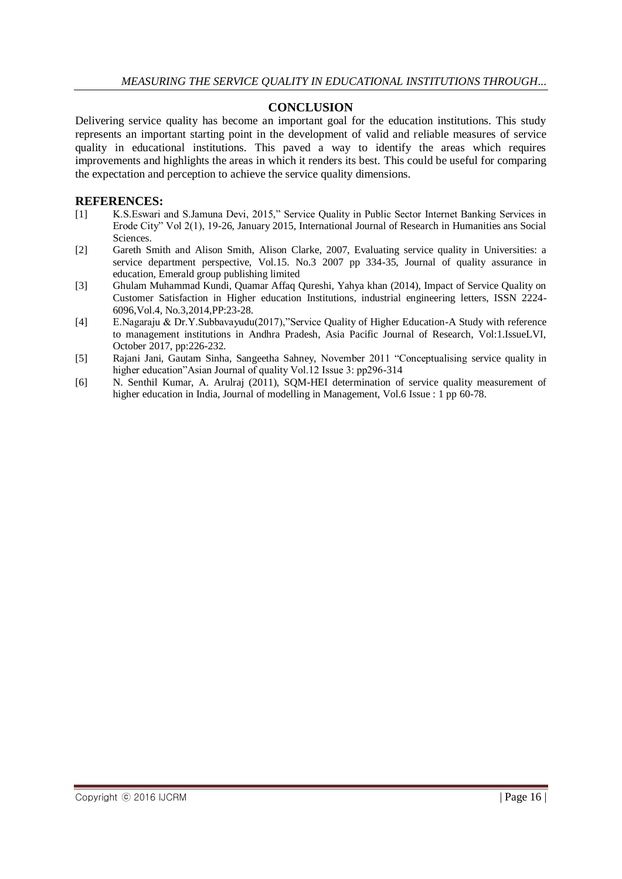## CONCLUSION

Delivering service quality has become an important goal for the education institutions. This study represents an important starting point in the development of valid and reliable measures of service quality in educational institutions. This paved a way to identify the areas which requires improvements and highlights the areas in which it renders its best. This could be useful for comparing the expectation and perception to achieve the service quality dimensions.

## REFERENCES:

[1] K.S.Eswari and S.Jamuna Devi, 2015," Service Quality in Public Sector Internet Banking Services in Erode City" Vol 2(1), 19-26, January 2015, International Journal of Research in Humanities ans Social Sciences.

[2] Gareth Smith and Alison Smith, Alison Clarke, 2007, Evaluating service quality in Universities: a service department perspective, Vol.15. No.3 2007 pp 334-35, Journal of quality assurance in education, Emerald group publishing limited

[3] Ghulam Muhammad Kundi, Quamar Affaq Qureshi, Yahya khan (2014), Impact of Service Quality on Customer Satisfaction in Higher education Institutions, industrial engineering letters, ISSN 2224-6096,Vol.4, No.3,2014,PP:23-28.

[4] E.Nagaraju & Dr.Y.Subbavayudu(2017),"Service Quality of Higher Education-A Study with reference to management institutions in Andhra Pradesh, Asia Pacific Journal of Research, Vol:1.IssueLVI, October 2017, pp:226-232.

[5] Rajani Jani, Gautam Sinha, Sangeetha Sahney, November 2011 "Conceptualising service quality in higher education"Asian Journal of quality Vol.12 Issue 3: pp296-314

[6] N. Senthil Kumar, A. Arulraj (2011), SQM-HEI determination of service quality measurement of higher education in India, Journal of modelling in Management, Vol.6 Issue : 1 pp 60-78.